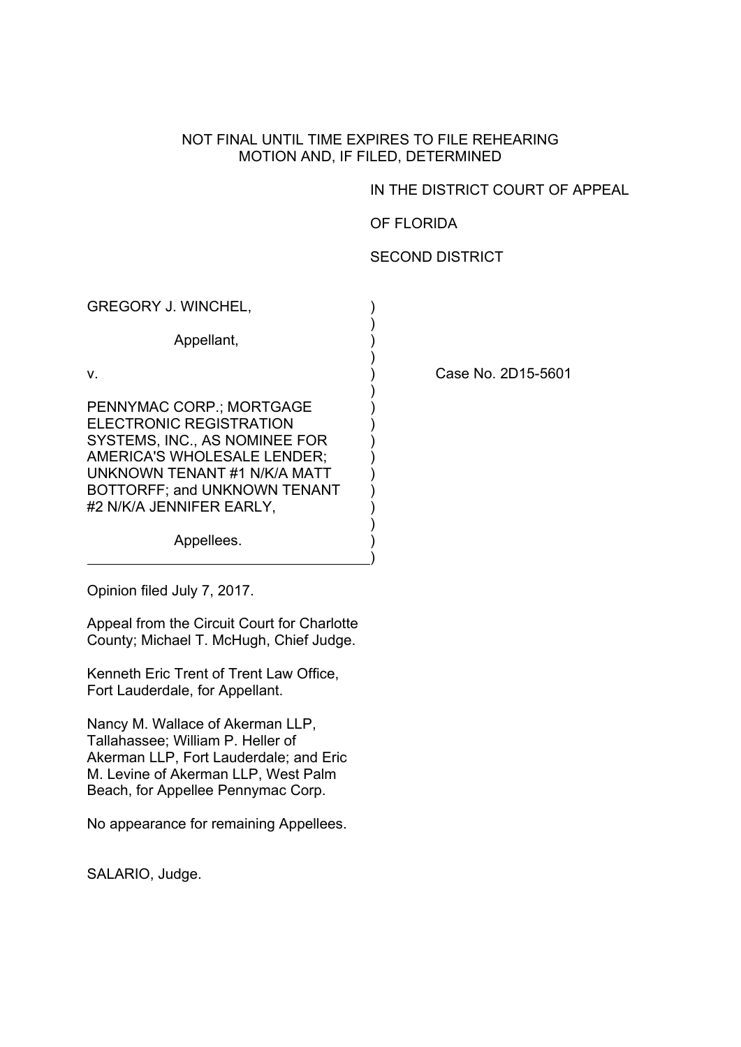NOT FINAL UNTIL TIME EXPIRES TO FILE REHEARING
MOTION AND, IF FILED, DETERMINED

IN THE DISTRICT COURT OF APPEAL

OF FLORIDA

SECOND DISTRICT

GREGORY J. WINCHEL,

Appellant,

v.

PENNYMAC CORP.; MORTGAGE ELECTRONIC REGISTRATION SYSTEMS, INC., AS NOMINEE FOR AMERICA'S WHOLESALE LENDER; UNKNOWN TENANT #1 N/K/A MATT BOTTORFF; and UNKNOWN TENANT #2 N/K/A JENNIFER EARLY,

Appellees.

Case No. 2D15-5601

Opinion filed July 7, 2017.

Appeal from the Circuit Court for Charlotte County; Michael T. McHugh, Chief Judge.

Kenneth Eric Trent of Trent Law Office, Fort Lauderdale, for Appellant.

Nancy M. Wallace of Akerman LLP, Tallahassee; William P. Heller of Akerman LLP, Fort Lauderdale; and Eric M. Levine of Akerman LLP, West Palm Beach, for Appellee Pennymac Corp.

No appearance for remaining Appellees.

SALARIO, Judge.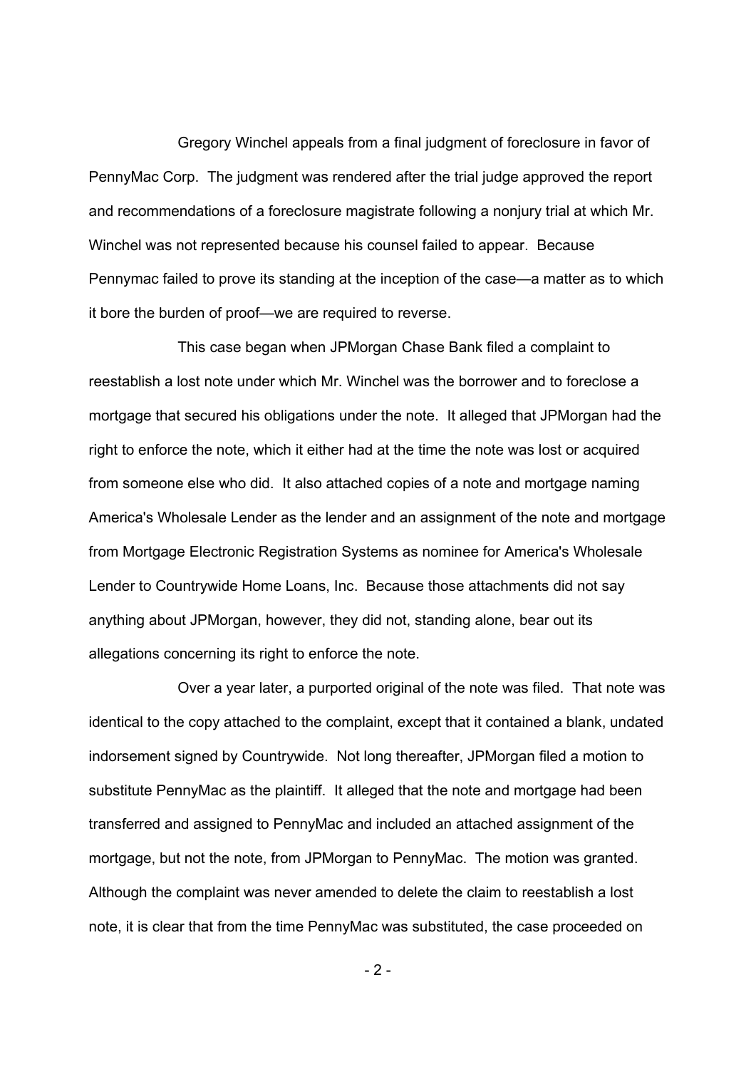Gregory Winchel appeals from a final judgment of foreclosure in favor of PennyMac Corp. The judgment was rendered after the trial judge approved the report and recommendations of a foreclosure magistrate following a nonjury trial at which Mr. Winchel was not represented because his counsel failed to appear. Because Pennymac failed to prove its standing at the inception of the case—a matter as to which it bore the burden of proof—we are required to reverse.

This case began when JPMorgan Chase Bank filed a complaint to reestablish a lost note under which Mr. Winchel was the borrower and to foreclose a mortgage that secured his obligations under the note. It alleged that JPMorgan had the right to enforce the note, which it either had at the time the note was lost or acquired from someone else who did. It also attached copies of a note and mortgage naming America's Wholesale Lender as the lender and an assignment of the note and mortgage from Mortgage Electronic Registration Systems as nominee for America's Wholesale Lender to Countrywide Home Loans, Inc. Because those attachments did not say anything about JPMorgan, however, they did not, standing alone, bear out its allegations concerning its right to enforce the note.

Over a year later, a purported original of the note was filed. That note was identical to the copy attached to the complaint, except that it contained a blank, undated indorsement signed by Countrywide. Not long thereafter, JPMorgan filed a motion to substitute PennyMac as the plaintiff. It alleged that the note and mortgage had been transferred and assigned to PennyMac and included an attached assignment of the mortgage, but not the note, from JPMorgan to PennyMac. The motion was granted. Although the complaint was never amended to delete the claim to reestablish a lost note, it is clear that from the time PennyMac was substituted, the case proceeded on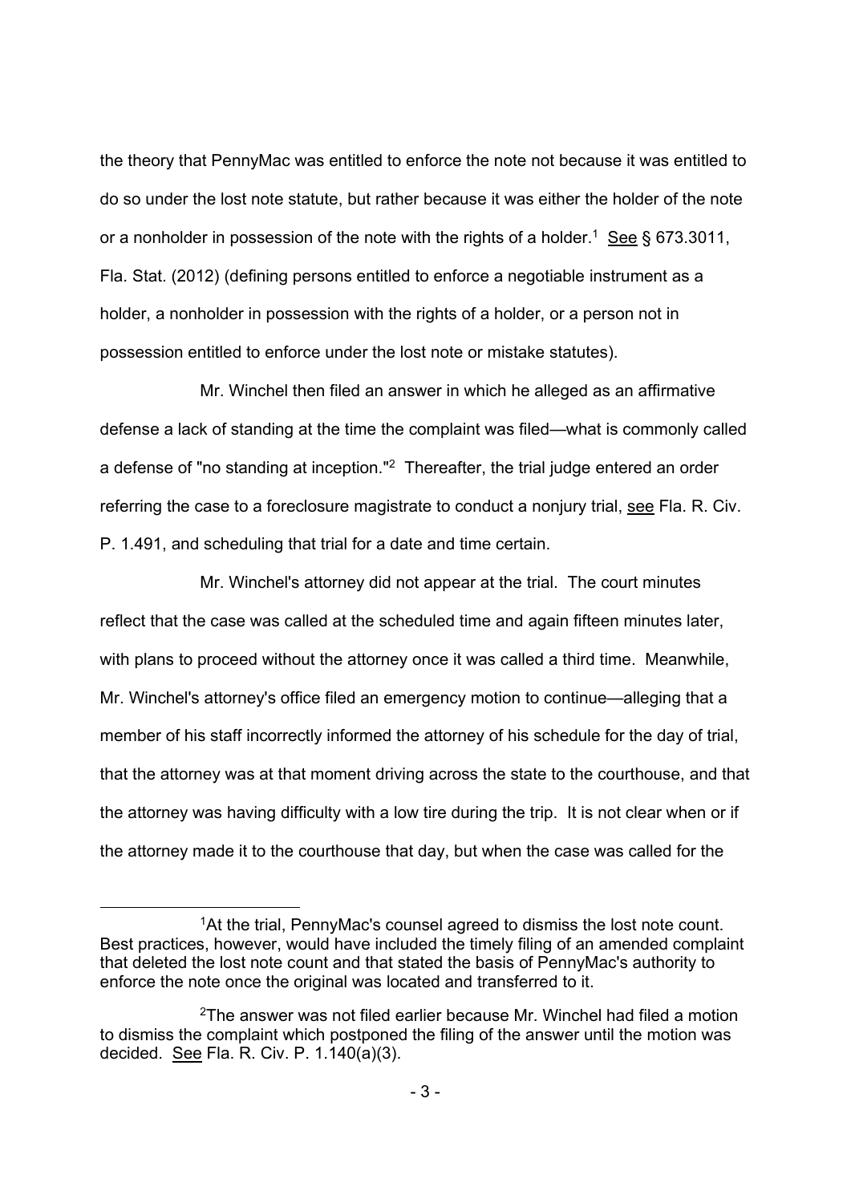the theory that PennyMac was entitled to enforce the note not because it was entitled to do so under the lost note statute, but rather because it was either the holder of the note or a nonholder in possession of the note with the rights of a holder.[1] See § 673.3011, Fla. Stat. (2012) (defining persons entitled to enforce a negotiable instrument as a holder, a nonholder in possession with the rights of a holder, or a person not in possession entitled to enforce under the lost note or mistake statutes).

Mr. Winchel then filed an answer in which he alleged as an affirmative defense a lack of standing at the time the complaint was filed—what is commonly called a defense of "no standing at inception."[2] Thereafter, the trial judge entered an order referring the case to a foreclosure magistrate to conduct a nonjury trial, see Fla. R. Civ. P. 1.491, and scheduling that trial for a date and time certain.

Mr. Winchel's attorney did not appear at the trial. The court minutes reflect that the case was called at the scheduled time and again fifteen minutes later, with plans to proceed without the attorney once it was called a third time. Meanwhile, Mr. Winchel's attorney's office filed an emergency motion to continue—alleging that a member of his staff incorrectly informed the attorney of his schedule for the day of trial, that the attorney was at that moment driving across the state to the courthouse, and that the attorney was having difficulty with a low tire during the trip. It is not clear when or if the attorney made it to the courthouse that day, but when the case was called for the

---

[1]At the trial, PennyMac's counsel agreed to dismiss the lost note count. Best practices, however, would have included the timely filing of an amended complaint that deleted the lost note count and that stated the basis of PennyMac's authority to enforce the note once the original was located and transferred to it.

[2]The answer was not filed earlier because Mr. Winchel had filed a motion to dismiss the complaint which postponed the filing of the answer until the motion was decided. See Fla. R. Civ. P. 1.140(a)(3).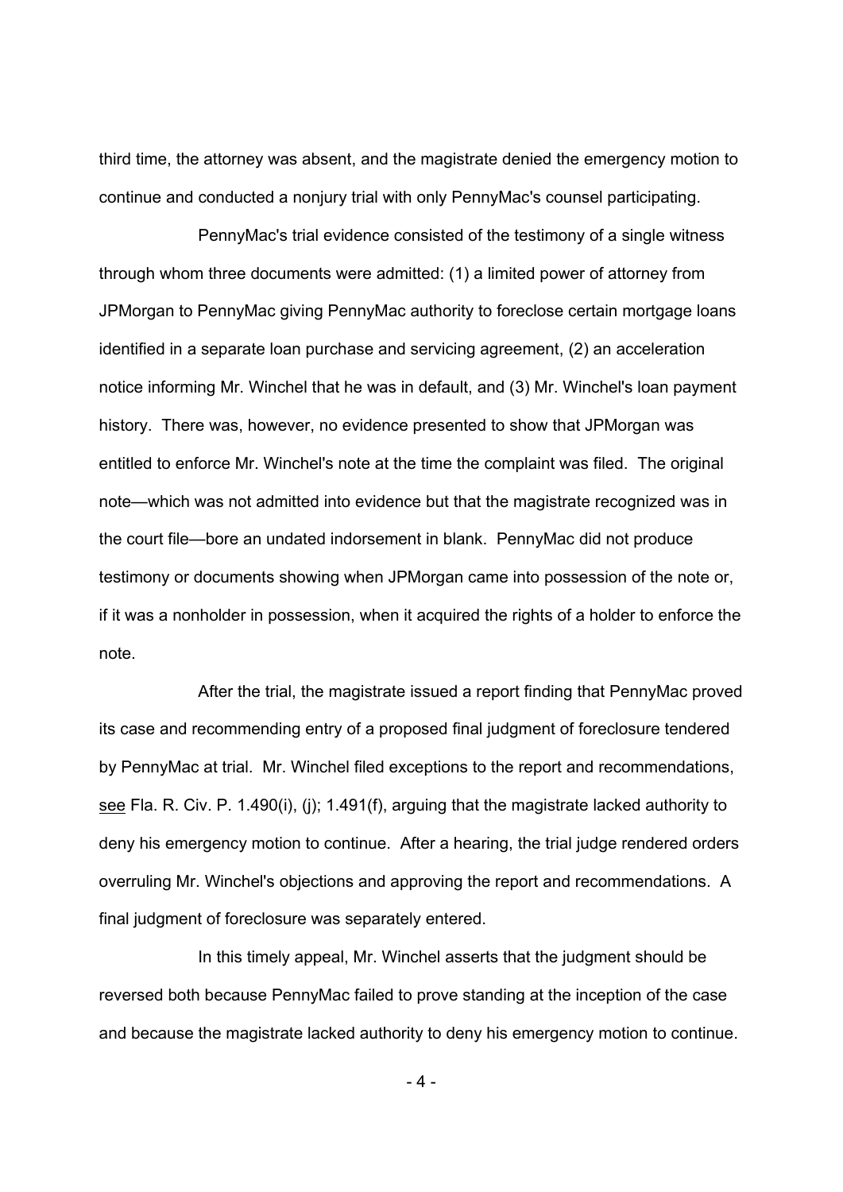third time, the attorney was absent, and the magistrate denied the emergency motion to continue and conducted a nonjury trial with only PennyMac's counsel participating.

PennyMac's trial evidence consisted of the testimony of a single witness through whom three documents were admitted: (1) a limited power of attorney from JPMorgan to PennyMac giving PennyMac authority to foreclose certain mortgage loans identified in a separate loan purchase and servicing agreement, (2) an acceleration notice informing Mr. Winchel that he was in default, and (3) Mr. Winchel's loan payment history. There was, however, no evidence presented to show that JPMorgan was entitled to enforce Mr. Winchel's note at the time the complaint was filed. The original note—which was not admitted into evidence but that the magistrate recognized was in the court file—bore an undated indorsement in blank. PennyMac did not produce testimony or documents showing when JPMorgan came into possession of the note or, if it was a nonholder in possession, when it acquired the rights of a holder to enforce the note.

After the trial, the magistrate issued a report finding that PennyMac proved its case and recommending entry of a proposed final judgment of foreclosure tendered by PennyMac at trial. Mr. Winchel filed exceptions to the report and recommendations, see Fla. R. Civ. P. 1.490(i), (j); 1.491(f), arguing that the magistrate lacked authority to deny his emergency motion to continue. After a hearing, the trial judge rendered orders overruling Mr. Winchel's objections and approving the report and recommendations. A final judgment of foreclosure was separately entered.

In this timely appeal, Mr. Winchel asserts that the judgment should be reversed both because PennyMac failed to prove standing at the inception of the case and because the magistrate lacked authority to deny his emergency motion to continue.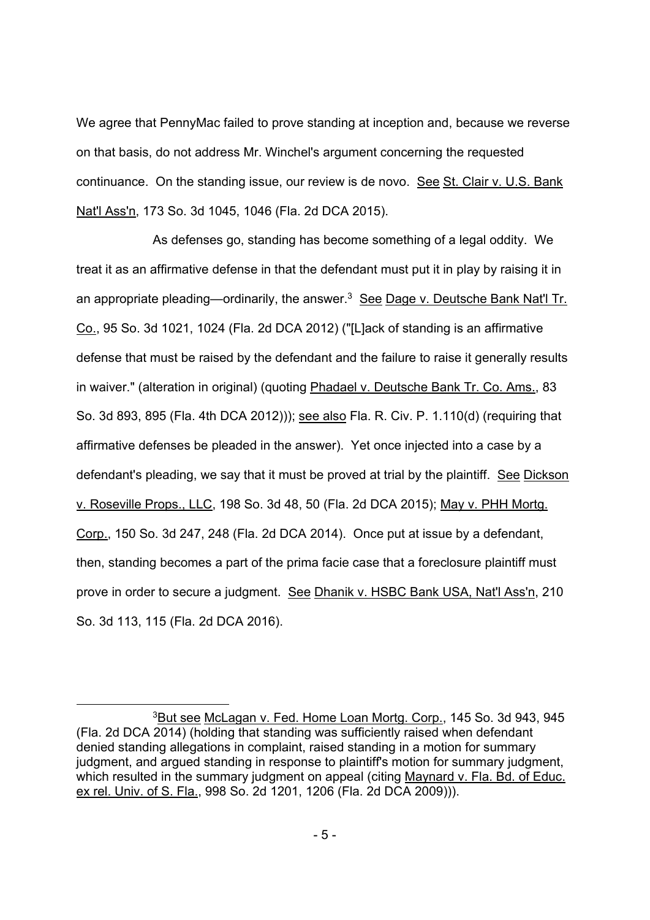We agree that PennyMac failed to prove standing at inception and, because we reverse on that basis, do not address Mr. Winchel's argument concerning the requested continuance. On the standing issue, our review is de novo. See St. Clair v. U.S. Bank Nat'l Ass'n, 173 So. 3d 1045, 1046 (Fla. 2d DCA 2015).

As defenses go, standing has become something of a legal oddity. We treat it as an affirmative defense in that the defendant must put it in play by raising it in an appropriate pleading—ordinarily, the answer.[3] See Dage v. Deutsche Bank Nat'l Tr. Co., 95 So. 3d 1021, 1024 (Fla. 2d DCA 2012) ("[L]ack of standing is an affirmative defense that must be raised by the defendant and the failure to raise it generally results in waiver." (alteration in original) (quoting Phadael v. Deutsche Bank Tr. Co. Ams., 83 So. 3d 893, 895 (Fla. 4th DCA 2012))); see also Fla. R. Civ. P. 1.110(d) (requiring that affirmative defenses be pleaded in the answer). Yet once injected into a case by a defendant's pleading, we say that it must be proved at trial by the plaintiff. See Dickson v. Roseville Props., LLC, 198 So. 3d 48, 50 (Fla. 2d DCA 2015); May v. PHH Mortg. Corp., 150 So. 3d 247, 248 (Fla. 2d DCA 2014). Once put at issue by a defendant, then, standing becomes a part of the prima facie case that a foreclosure plaintiff must prove in order to secure a judgment. See Dhanik v. HSBC Bank USA, Nat'l Ass'n, 210 So. 3d 113, 115 (Fla. 2d DCA 2016).

---

[3]But see McLagan v. Fed. Home Loan Mortg. Corp., 145 So. 3d 943, 945 (Fla. 2d DCA 2014) (holding that standing was sufficiently raised when defendant denied standing allegations in complaint, raised standing in a motion for summary judgment, and argued standing in response to plaintiff's motion for summary judgment, which resulted in the summary judgment on appeal (citing Maynard v. Fla. Bd. of Educ. ex rel. Univ. of S. Fla., 998 So. 2d 1201, 1206 (Fla. 2d DCA 2009))).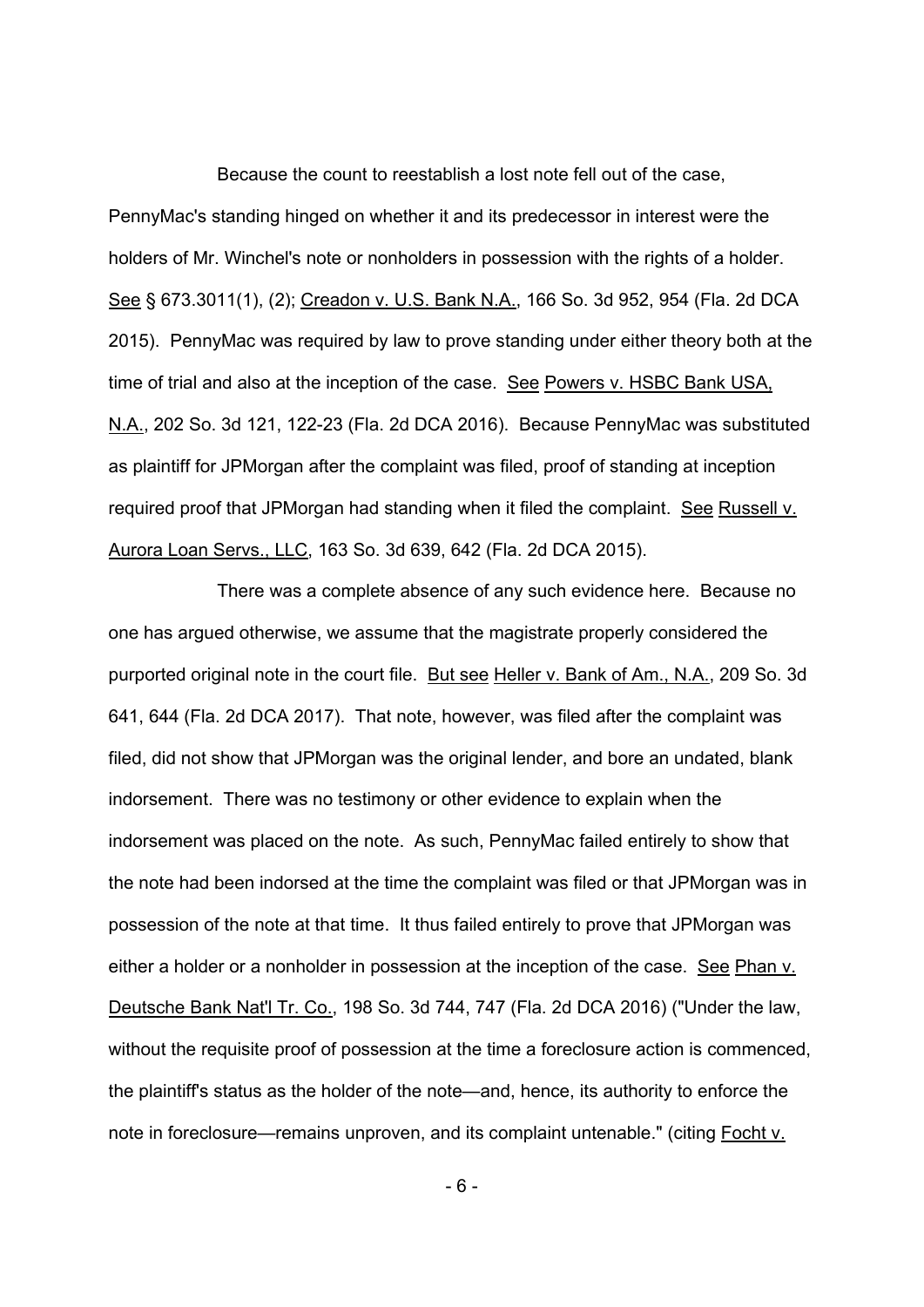Because the count to reestablish a lost note fell out of the case, PennyMac's standing hinged on whether it and its predecessor in interest were the holders of Mr. Winchel's note or nonholders in possession with the rights of a holder. See § 673.3011(1), (2); Creadon v. U.S. Bank N.A., 166 So. 3d 952, 954 (Fla. 2d DCA 2015). PennyMac was required by law to prove standing under either theory both at the time of trial and also at the inception of the case. See Powers v. HSBC Bank USA, N.A., 202 So. 3d 121, 122-23 (Fla. 2d DCA 2016). Because PennyMac was substituted as plaintiff for JPMorgan after the complaint was filed, proof of standing at inception required proof that JPMorgan had standing when it filed the complaint. See Russell v. Aurora Loan Servs., LLC, 163 So. 3d 639, 642 (Fla. 2d DCA 2015).

There was a complete absence of any such evidence here. Because no one has argued otherwise, we assume that the magistrate properly considered the purported original note in the court file. But see Heller v. Bank of Am., N.A., 209 So. 3d 641, 644 (Fla. 2d DCA 2017). That note, however, was filed after the complaint was filed, did not show that JPMorgan was the original lender, and bore an undated, blank indorsement. There was no testimony or other evidence to explain when the indorsement was placed on the note. As such, PennyMac failed entirely to show that the note had been indorsed at the time the complaint was filed or that JPMorgan was in possession of the note at that time. It thus failed entirely to prove that JPMorgan was either a holder or a nonholder in possession at the inception of the case. See Phan v. Deutsche Bank Nat'l Tr. Co., 198 So. 3d 744, 747 (Fla. 2d DCA 2016) ("Under the law, without the requisite proof of possession at the time a foreclosure action is commenced, the plaintiff's status as the holder of the note—and, hence, its authority to enforce the note in foreclosure—remains unproven, and its complaint untenable." (citing Focht v.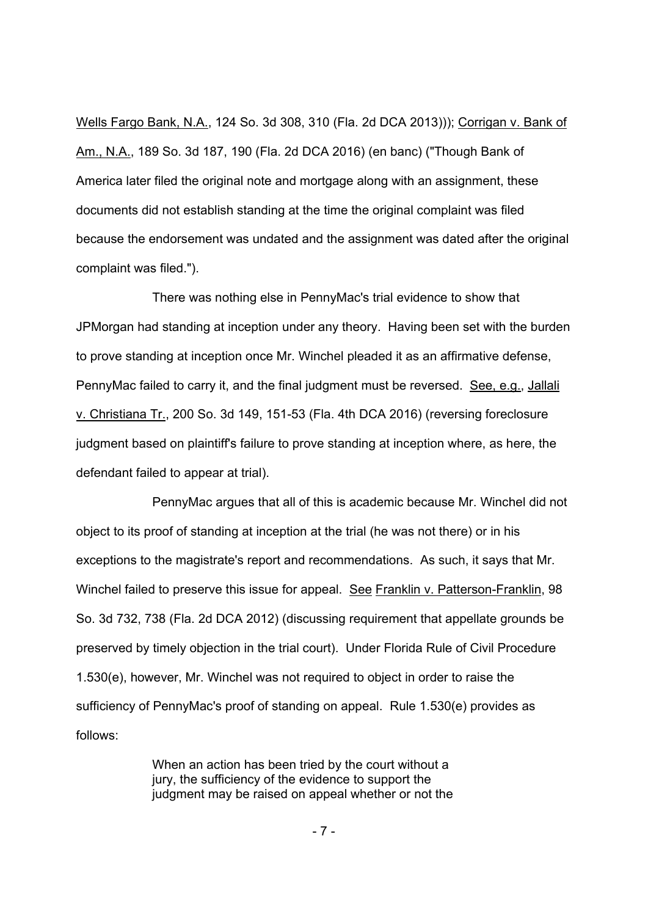Wells Fargo Bank, N.A., 124 So. 3d 308, 310 (Fla. 2d DCA 2013))); Corrigan v. Bank of Am., N.A., 189 So. 3d 187, 190 (Fla. 2d DCA 2016) (en banc) ("Though Bank of America later filed the original note and mortgage along with an assignment, these documents did not establish standing at the time the original complaint was filed because the endorsement was undated and the assignment was dated after the original complaint was filed.").

There was nothing else in PennyMac's trial evidence to show that JPMorgan had standing at inception under any theory. Having been set with the burden to prove standing at inception once Mr. Winchel pleaded it as an affirmative defense, PennyMac failed to carry it, and the final judgment must be reversed. See, e.g., Jallali v. Christiana Tr., 200 So. 3d 149, 151-53 (Fla. 4th DCA 2016) (reversing foreclosure judgment based on plaintiff's failure to prove standing at inception where, as here, the defendant failed to appear at trial).

PennyMac argues that all of this is academic because Mr. Winchel did not object to its proof of standing at inception at the trial (he was not there) or in his exceptions to the magistrate's report and recommendations. As such, it says that Mr. Winchel failed to preserve this issue for appeal. See Franklin v. Patterson-Franklin, 98 So. 3d 732, 738 (Fla. 2d DCA 2012) (discussing requirement that appellate grounds be preserved by timely objection in the trial court). Under Florida Rule of Civil Procedure 1.530(e), however, Mr. Winchel was not required to object in order to raise the sufficiency of PennyMac's proof of standing on appeal. Rule 1.530(e) provides as follows:

> When an action has been tried by the court without a jury, the sufficiency of the evidence to support the judgment may be raised on appeal whether or not the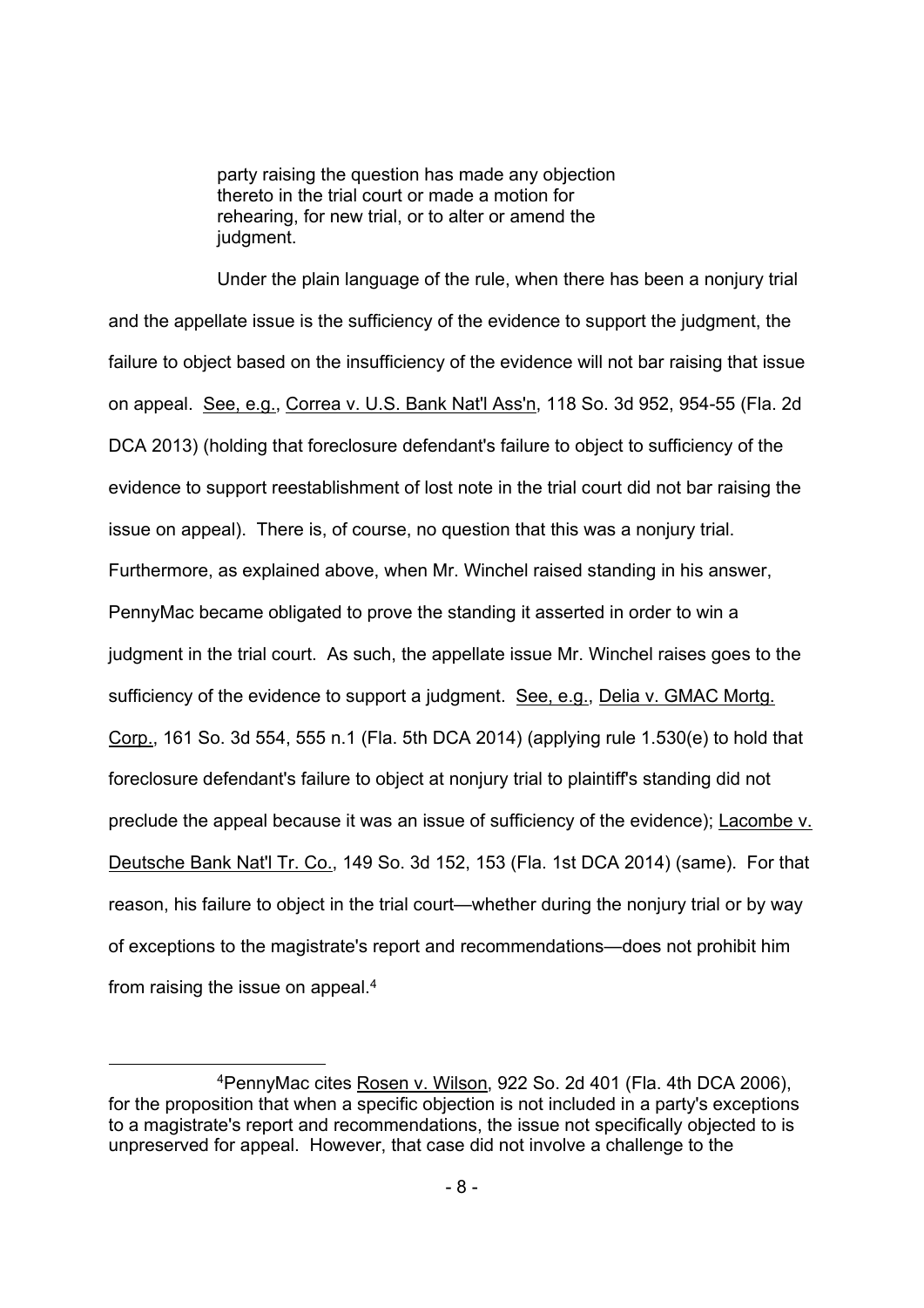> party raising the question has made any objection thereto in the trial court or made a motion for rehearing, for new trial, or to alter or amend the judgment.

Under the plain language of the rule, when there has been a nonjury trial and the appellate issue is the sufficiency of the evidence to support the judgment, the failure to object based on the insufficiency of the evidence will not bar raising that issue on appeal. See, e.g., Correa v. U.S. Bank Nat'l Ass'n, 118 So. 3d 952, 954-55 (Fla. 2d DCA 2013) (holding that foreclosure defendant's failure to object to sufficiency of the evidence to support reestablishment of lost note in the trial court did not bar raising the issue on appeal). There is, of course, no question that this was a nonjury trial. Furthermore, as explained above, when Mr. Winchel raised standing in his answer, PennyMac became obligated to prove the standing it asserted in order to win a judgment in the trial court. As such, the appellate issue Mr. Winchel raises goes to the sufficiency of the evidence to support a judgment. See, e.g., Delia v. GMAC Mortg. Corp., 161 So. 3d 554, 555 n.1 (Fla. 5th DCA 2014) (applying rule 1.530(e) to hold that foreclosure defendant's failure to object at nonjury trial to plaintiff's standing did not preclude the appeal because it was an issue of sufficiency of the evidence); Lacombe v. Deutsche Bank Nat'l Tr. Co., 149 So. 3d 152, 153 (Fla. 1st DCA 2014) (same). For that reason, his failure to object in the trial court—whether during the nonjury trial or by way of exceptions to the magistrate's report and recommendations—does not prohibit him from raising the issue on appeal.[4]

---

[4]PennyMac cites Rosen v. Wilson, 922 So. 2d 401 (Fla. 4th DCA 2006), for the proposition that when a specific objection is not included in a party's exceptions to a magistrate's report and recommendations, the issue not specifically objected to is unpreserved for appeal. However, that case did not involve a challenge to the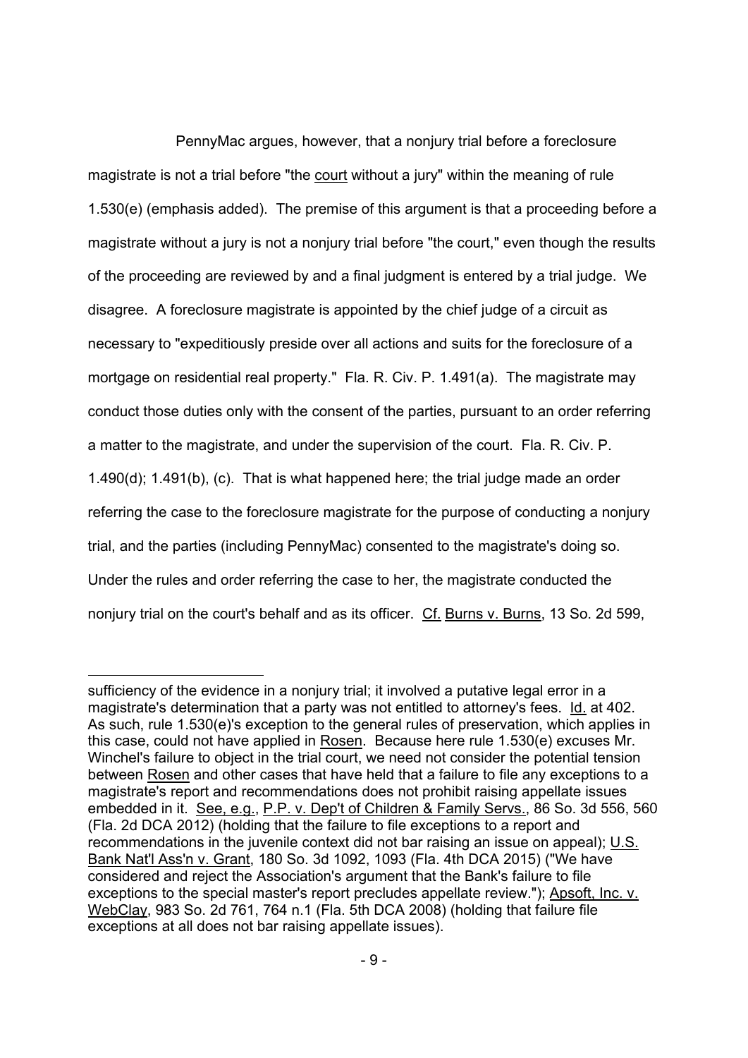PennyMac argues, however, that a nonjury trial before a foreclosure magistrate is not a trial before "the court without a jury" within the meaning of rule 1.530(e) (emphasis added). The premise of this argument is that a proceeding before a magistrate without a jury is not a nonjury trial before "the court," even though the results of the proceeding are reviewed by and a final judgment is entered by a trial judge. We disagree. A foreclosure magistrate is appointed by the chief judge of a circuit as necessary to "expeditiously preside over all actions and suits for the foreclosure of a mortgage on residential real property." Fla. R. Civ. P. 1.491(a). The magistrate may conduct those duties only with the consent of the parties, pursuant to an order referring a matter to the magistrate, and under the supervision of the court. Fla. R. Civ. P. 1.490(d); 1.491(b), (c). That is what happened here; the trial judge made an order referring the case to the foreclosure magistrate for the purpose of conducting a nonjury trial, and the parties (including PennyMac) consented to the magistrate's doing so. Under the rules and order referring the case to her, the magistrate conducted the nonjury trial on the court's behalf and as its officer. Cf. Burns v. Burns, 13 So. 2d 599,

---

sufficiency of the evidence in a nonjury trial; it involved a putative legal error in a magistrate's determination that a party was not entitled to attorney's fees. Id. at 402. As such, rule 1.530(e)'s exception to the general rules of preservation, which applies in this case, could not have applied in Rosen. Because here rule 1.530(e) excuses Mr. Winchel's failure to object in the trial court, we need not consider the potential tension between Rosen and other cases that have held that a failure to file any exceptions to a magistrate's report and recommendations does not prohibit raising appellate issues embedded in it. See, e.g., P.P. v. Dep't of Children & Family Servs., 86 So. 3d 556, 560 (Fla. 2d DCA 2012) (holding that the failure to file exceptions to a report and recommendations in the juvenile context did not bar raising an issue on appeal); U.S. Bank Nat'l Ass'n v. Grant, 180 So. 3d 1092, 1093 (Fla. 4th DCA 2015) ("We have considered and reject the Association's argument that the Bank's failure to file exceptions to the special master's report precludes appellate review."); Apsoft, Inc. v. WebClay, 983 So. 2d 761, 764 n.1 (Fla. 5th DCA 2008) (holding that failure file exceptions at all does not bar raising appellate issues).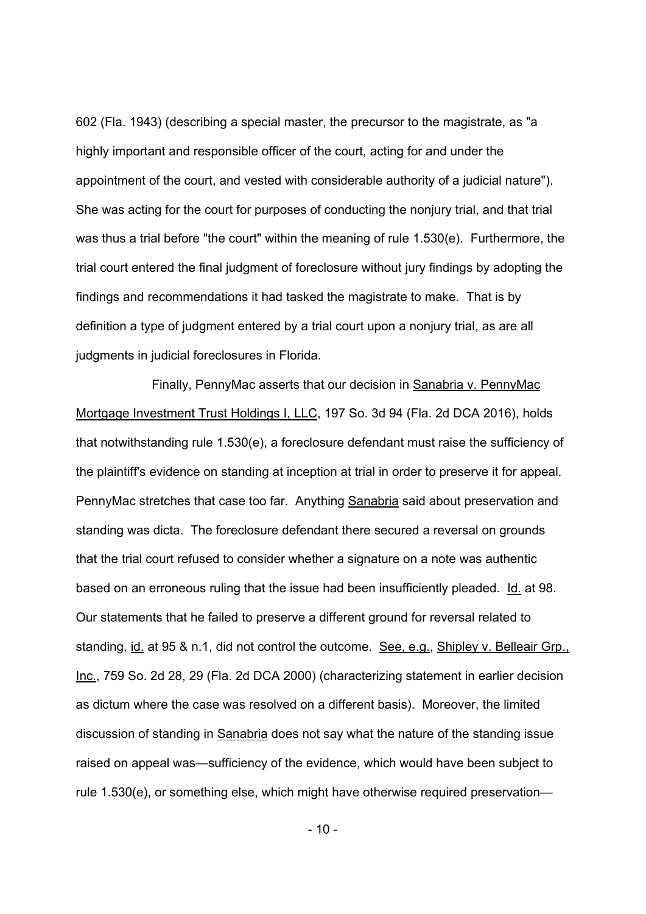602 (Fla. 1943) (describing a special master, the precursor to the magistrate, as "a highly important and responsible officer of the court, acting for and under the appointment of the court, and vested with considerable authority of a judicial nature"). She was acting for the court for purposes of conducting the nonjury trial, and that trial was thus a trial before "the court" within the meaning of rule 1.530(e). Furthermore, the trial court entered the final judgment of foreclosure without jury findings by adopting the findings and recommendations it had tasked the magistrate to make. That is by definition a type of judgment entered by a trial court upon a nonjury trial, as are all judgments in judicial foreclosures in Florida.

Finally, PennyMac asserts that our decision in Sanabria v. PennyMac Mortgage Investment Trust Holdings I, LLC, 197 So. 3d 94 (Fla. 2d DCA 2016), holds that notwithstanding rule 1.530(e), a foreclosure defendant must raise the sufficiency of the plaintiff's evidence on standing at inception at trial in order to preserve it for appeal. PennyMac stretches that case too far. Anything Sanabria said about preservation and standing was dicta. The foreclosure defendant there secured a reversal on grounds that the trial court refused to consider whether a signature on a note was authentic based on an erroneous ruling that the issue had been insufficiently pleaded. Id. at 98. Our statements that he failed to preserve a different ground for reversal related to standing, id. at 95 & n.1, did not control the outcome. See, e.g., Shipley v. Belleair Grp., Inc., 759 So. 2d 28, 29 (Fla. 2d DCA 2000) (characterizing statement in earlier decision as dictum where the case was resolved on a different basis). Moreover, the limited discussion of standing in Sanabria does not say what the nature of the standing issue raised on appeal was—sufficiency of the evidence, which would have been subject to rule 1.530(e), or something else, which might have otherwise required preservation—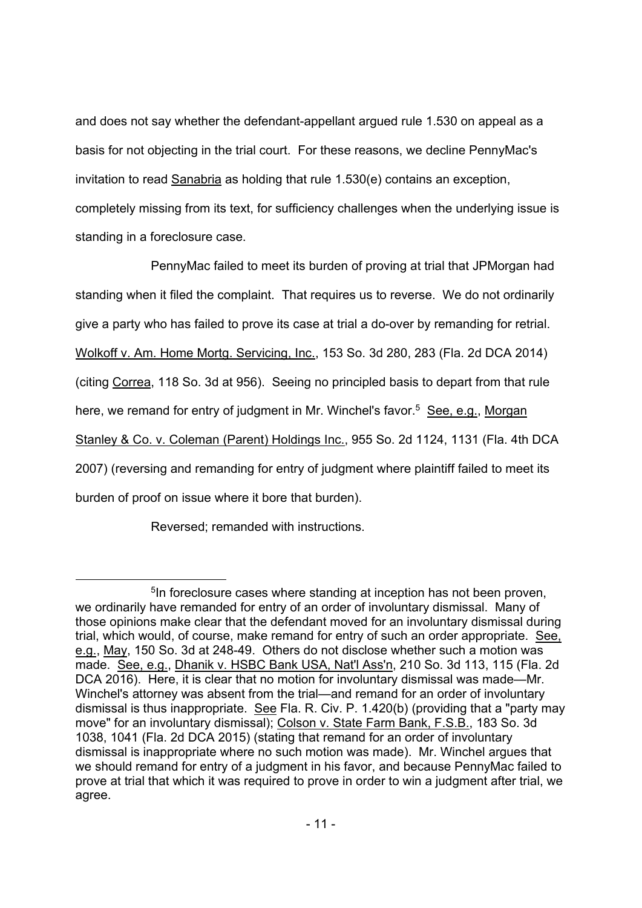and does not say whether the defendant-appellant argued rule 1.530 on appeal as a basis for not objecting in the trial court. For these reasons, we decline PennyMac's invitation to read Sanabria as holding that rule 1.530(e) contains an exception, completely missing from its text, for sufficiency challenges when the underlying issue is standing in a foreclosure case.

PennyMac failed to meet its burden of proving at trial that JPMorgan had standing when it filed the complaint. That requires us to reverse. We do not ordinarily give a party who has failed to prove its case at trial a do-over by remanding for retrial. Wolkoff v. Am. Home Mortg. Servicing, Inc., 153 So. 3d 280, 283 (Fla. 2d DCA 2014) (citing Correa, 118 So. 3d at 956). Seeing no principled basis to depart from that rule here, we remand for entry of judgment in Mr. Winchel's favor.[5] See, e.g., Morgan Stanley & Co. v. Coleman (Parent) Holdings Inc., 955 So. 2d 1124, 1131 (Fla. 4th DCA 2007) (reversing and remanding for entry of judgment where plaintiff failed to meet its burden of proof on issue where it bore that burden).

Reversed; remanded with instructions.

---

[5] In foreclosure cases where standing at inception has not been proven, we ordinarily have remanded for entry of an order of involuntary dismissal. Many of those opinions make clear that the defendant moved for an involuntary dismissal during trial, which would, of course, make remand for entry of such an order appropriate. See, e.g., May, 150 So. 3d at 248-49. Others do not disclose whether such a motion was made. See, e.g., Dhanik v. HSBC Bank USA, Nat'l Ass'n, 210 So. 3d 113, 115 (Fla. 2d DCA 2016). Here, it is clear that no motion for involuntary dismissal was made—Mr. Winchel's attorney was absent from the trial—and remand for an order of involuntary dismissal is thus inappropriate. See Fla. R. Civ. P. 1.420(b) (providing that a "party may move" for an involuntary dismissal); Colson v. State Farm Bank, F.S.B., 183 So. 3d 1038, 1041 (Fla. 2d DCA 2015) (stating that remand for an order of involuntary dismissal is inappropriate where no such motion was made). Mr. Winchel argues that we should remand for entry of a judgment in his favor, and because PennyMac failed to prove at trial that which it was required to prove in order to win a judgment after trial, we agree.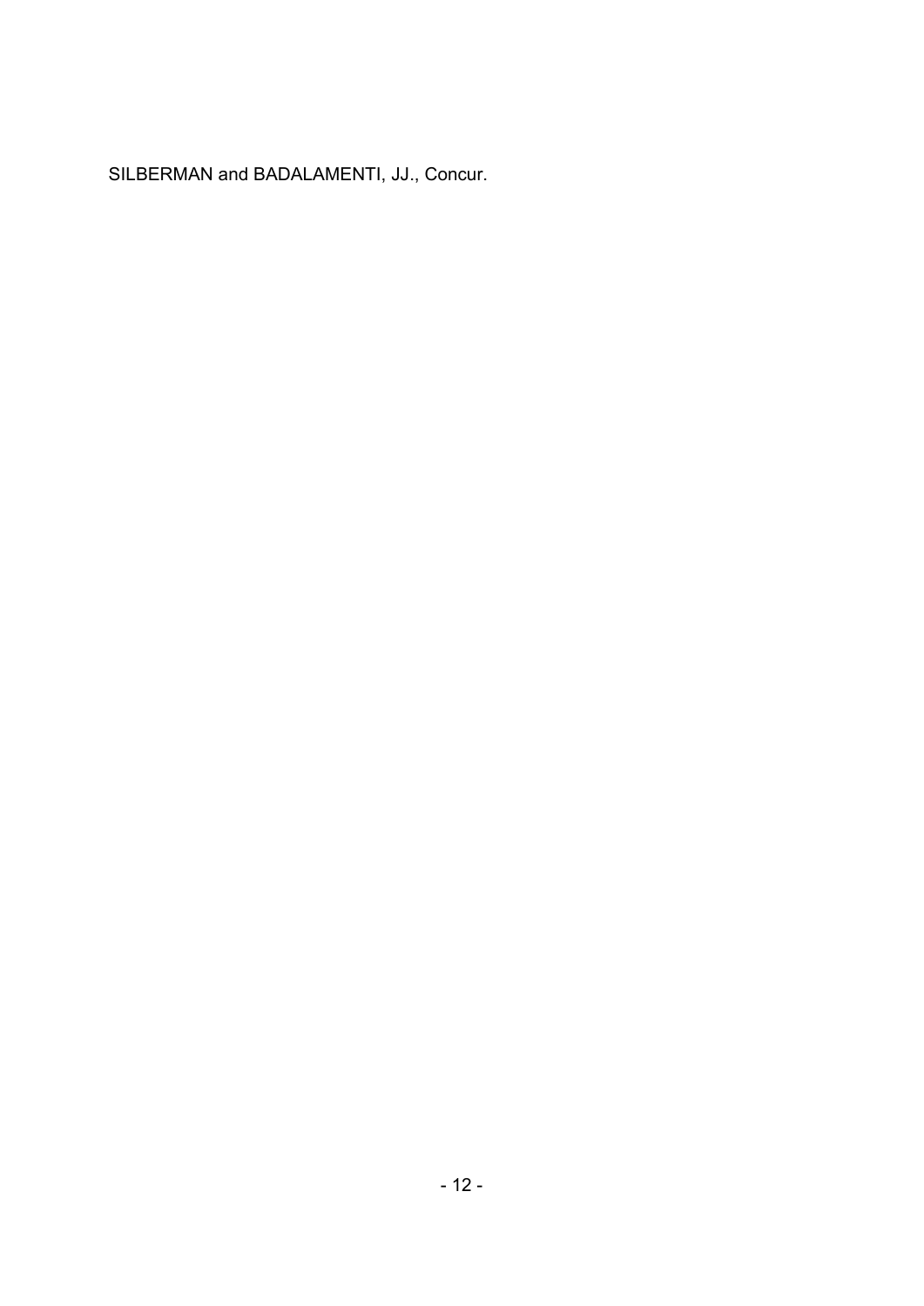SILBERMAN and BADALAMENTI, JJ., Concur.